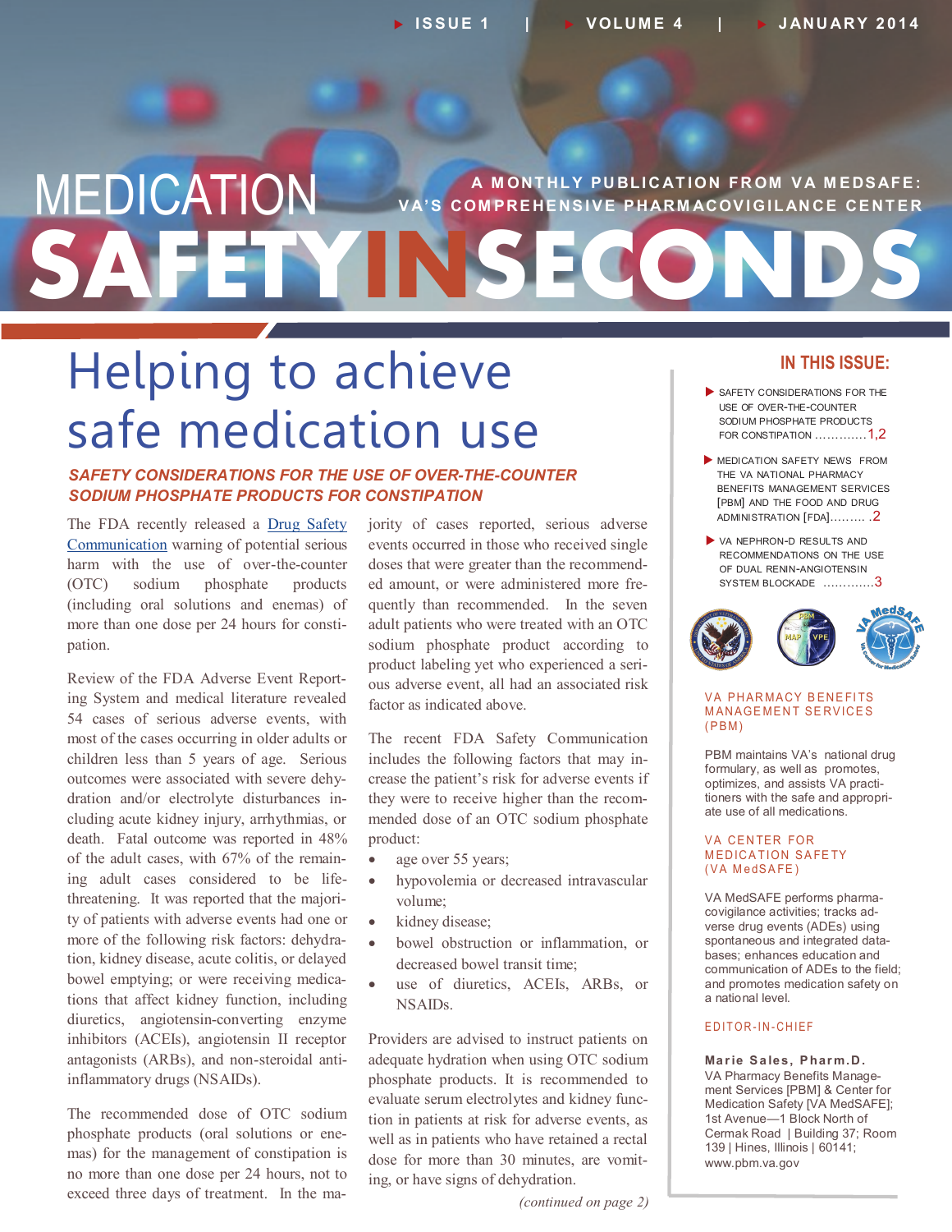# MEDICATION SAFETY IN SECONDS

A MONTHLY PUBLICATION FROM VA MEDSAFE: VA'S COMPREHENSIVE PHARMACOVIGILANCE CENTER

ISSUE 1 | VOLUME 4 | JANUARY 2014

## Helping to achieve safe medication use

### *SAFETY CONSIDERATIONS FOR THE USE OF OVER-THE-COUNTER SODIUM PHOSPHATE PRODUCTS FOR CONSTIPATION*

The FDA recently released a Drug Safety Communication warning of potential serious harm with the use of over-the-counter (OTC) sodium phosphate products (including oral solutions and enemas) of more than one dose per 24 hours for constipation.

Review of the FDA Adverse Event Reporting System and medical literature revealed 54 cases of serious adverse events, with most of the cases occurring in older adults or children less than 5 years of age. Serious outcomes were associated with severe dehydration and/or electrolyte disturbances including acute kidney injury, arrhythmias, or death. Fatal outcome was reported in 48% of the adult cases, with 67% of the remaining adult cases considered to be life-threatening. It was reported that the majority of patients with adverse events had one or more of the following risk factors: dehydration, kidney disease, acute colitis, or delayed bowel emptying; or were receiving medications that affect kidney function, including diuretics, angiotensin-converting enzyme inhibitors (ACEIs), angiotensin II receptor antagonists (ARBs), and non-steroidal anti-inflammatory drugs (NSAIDs).

The recommended dose of OTC sodium phosphate products (oral solutions or enemas) for the management of constipation is no more than one dose per 24 hours, not to exceed three days of treatment. In the majority of cases reported, serious adverse events occurred in those who received single doses that were greater than the recommended amount, or were administered more frequently than recommended. In the seven adult patients who were treated with an OTC sodium phosphate product according to product labeling yet who experienced a serious adverse event, all had an associated risk factor as indicated above.

The recent FDA Safety Communication includes the following factors that may increase the patient's risk for adverse events if they were to receive higher than the recommended dose of an OTC sodium phosphate product:

- age over 55 years;
- hypovolemia or decreased intravascular volume;
- kidney disease;
- bowel obstruction or inflammation, or decreased bowel transit time;
- use of diuretics, ACEIs, ARBs, or NSAIDs.

Providers are advised to instruct patients on adequate hydration when using OTC sodium phosphate products. It is recommended to evaluate serum electrolytes and kidney function in patients at risk for adverse events, as well as in patients who have retained a rectal dose for more than 30 minutes, are vomiting, or have signs of dehydration.

*(continued on page 2)*

---

**IN THIS ISSUE:**

- SAFETY CONSIDERATIONS FOR THE USE OF OVER-THE-COUNTER SODIUM PHOSPHATE PRODUCTS FOR CONSTIPATION ............1,2
- MEDICATION SAFETY NEWS FROM THE VA NATIONAL PHARMACY BENEFITS MANAGEMENT SERVICES [PBM] AND THE FOOD AND DRUG ADMINISTRATION [FDA]......... .2
- VA NEPHRON-D RESULTS AND RECOMMENDATIONS ON THE USE OF DUAL RENIN-ANGIOTENSIN SYSTEM BLOCKADE ............3

**VA PHARMACY BENEFITS MANAGEMENT SERVICES (PBM)**

PBM maintains VA's national drug formulary, as well as promotes, optimizes, and assists VA practitioners with the safe and appropriate use of all medications.

**VA CENTER FOR MEDICATION SAFETY (VA MedSAFE)**

VA MedSAFE performs pharmacovigilance activities; tracks adverse drug events (ADEs) using spontaneous and integrated databases; enhances education and communication of ADEs to the field; and promotes medication safety on a national level.

**EDITOR-IN-CHIEF**

**Marie Sales, Pharm.D.**
VA Pharmacy Benefits Management Services [PBM] & Center for Medication Safety [VA MedSAFE]; 1st Avenue—1 Block North of Cermak Road | Building 37; Room 139 | Hines, Illinois | 60141; www.pbm.va.gov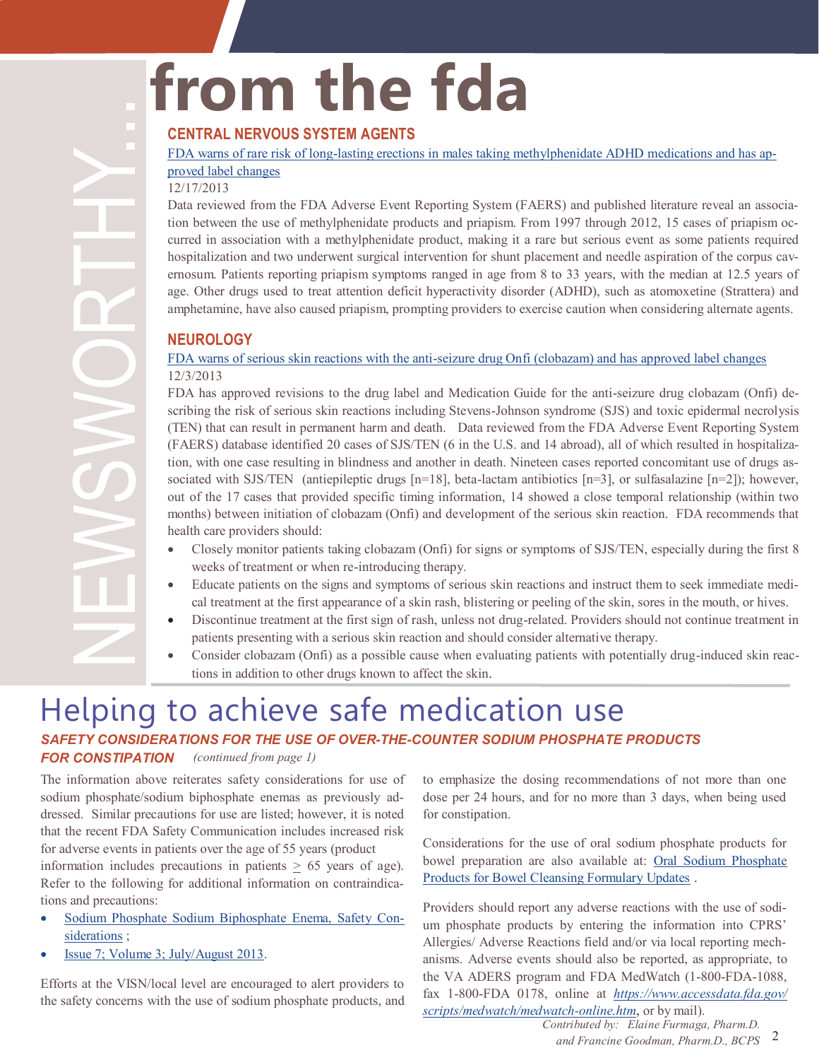# NEWSWORTHY... from the fda

## CENTRAL NERVOUS SYSTEM AGENTS

FDA warns of rare risk of long-lasting erections in males taking methylphenidate ADHD medications and has approved label changes

12/17/2013

Data reviewed from the FDA Adverse Event Reporting System (FAERS) and published literature reveal an association between the use of methylphenidate products and priapism. From 1997 through 2012, 15 cases of priapism occurred in association with a methylphenidate product, making it a rare but serious event as some patients required hospitalization and two underwent surgical intervention for shunt placement and needle aspiration of the corpus cavernosum. Patients reporting priapism symptoms ranged in age from 8 to 33 years, with the median at 12.5 years of age. Other drugs used to treat attention deficit hyperactivity disorder (ADHD), such as atomoxetine (Strattera) and amphetamine, have also caused priapism, prompting providers to exercise caution when considering alternate agents.

## NEUROLOGY

FDA warns of serious skin reactions with the anti-seizure drug Onfi (clobazam) and has approved label changes

12/3/2013

FDA has approved revisions to the drug label and Medication Guide for the anti-seizure drug clobazam (Onfi) describing the risk of serious skin reactions including Stevens-Johnson syndrome (SJS) and toxic epidermal necrolysis (TEN) that can result in permanent harm and death. Data reviewed from the FDA Adverse Event Reporting System (FAERS) database identified 20 cases of SJS/TEN (6 in the U.S. and 14 abroad), all of which resulted in hospitalization, with one case resulting in blindness and another in death. Nineteen cases reported concomitant use of drugs associated with SJS/TEN (antiepileptic drugs [n=18], beta-lactam antibiotics [n=3], or sulfasalazine [n=2]); however, out of the 17 cases that provided specific timing information, 14 showed a close temporal relationship (within two months) between initiation of clobazam (Onfi) and development of the serious skin reaction. FDA recommends that health care providers should:

- Closely monitor patients taking clobazam (Onfi) for signs or symptoms of SJS/TEN, especially during the first 8 weeks of treatment or when re-introducing therapy.
- Educate patients on the signs and symptoms of serious skin reactions and instruct them to seek immediate medical treatment at the first appearance of a skin rash, blistering or peeling of the skin, sores in the mouth, or hives.
- Discontinue treatment at the first sign of rash, unless not drug-related. Providers should not continue treatment in patients presenting with a serious skin reaction and should consider alternative therapy.
- Consider clobazam (Onfi) as a possible cause when evaluating patients with potentially drug-induced skin reactions in addition to other drugs known to affect the skin.

# Helping to achieve safe medication use

## *SAFETY CONSIDERATIONS FOR THE USE OF OVER-THE-COUNTER SODIUM PHOSPHATE PRODUCTS FOR CONSTIPATION* *(continued from page 1)*

The information above reiterates safety considerations for use of sodium phosphate/sodium biphosphate enemas as previously addressed. Similar precautions for use are listed; however, it is noted that the recent FDA Safety Communication includes increased risk for adverse events in patients over the age of 55 years (product information includes precautions in patients $\geq$ 65 years of age). Refer to the following for additional information on contraindications and precautions:

- Sodium Phosphate Sodium Biphosphate Enema, Safety Considerations ;
- Issue 7; Volume 3; July/August 2013.

Efforts at the VISN/local level are encouraged to alert providers to the safety concerns with the use of sodium phosphate products, and to emphasize the dosing recommendations of not more than one dose per 24 hours, and for no more than 3 days, when being used for constipation.

Considerations for the use of oral sodium phosphate products for bowel preparation are also available at: Oral Sodium Phosphate Products for Bowel Cleansing Formulary Updates .

Providers should report any adverse reactions with the use of sodium phosphate products by entering the information into CPRS' Allergies/ Adverse Reactions field and/or via local reporting mechanisms. Adverse events should also be reported, as appropriate, to the VA ADERS program and FDA MedWatch (1-800-FDA-1088, fax 1-800-FDA 0178, online at *https://www.accessdata.fda.gov/scripts/medwatch/medwatch-online.htm*, or by mail).

*Contributed by: Elaine Furmaga, Pharm.D. and Francine Goodman, Pharm.D., BCPS*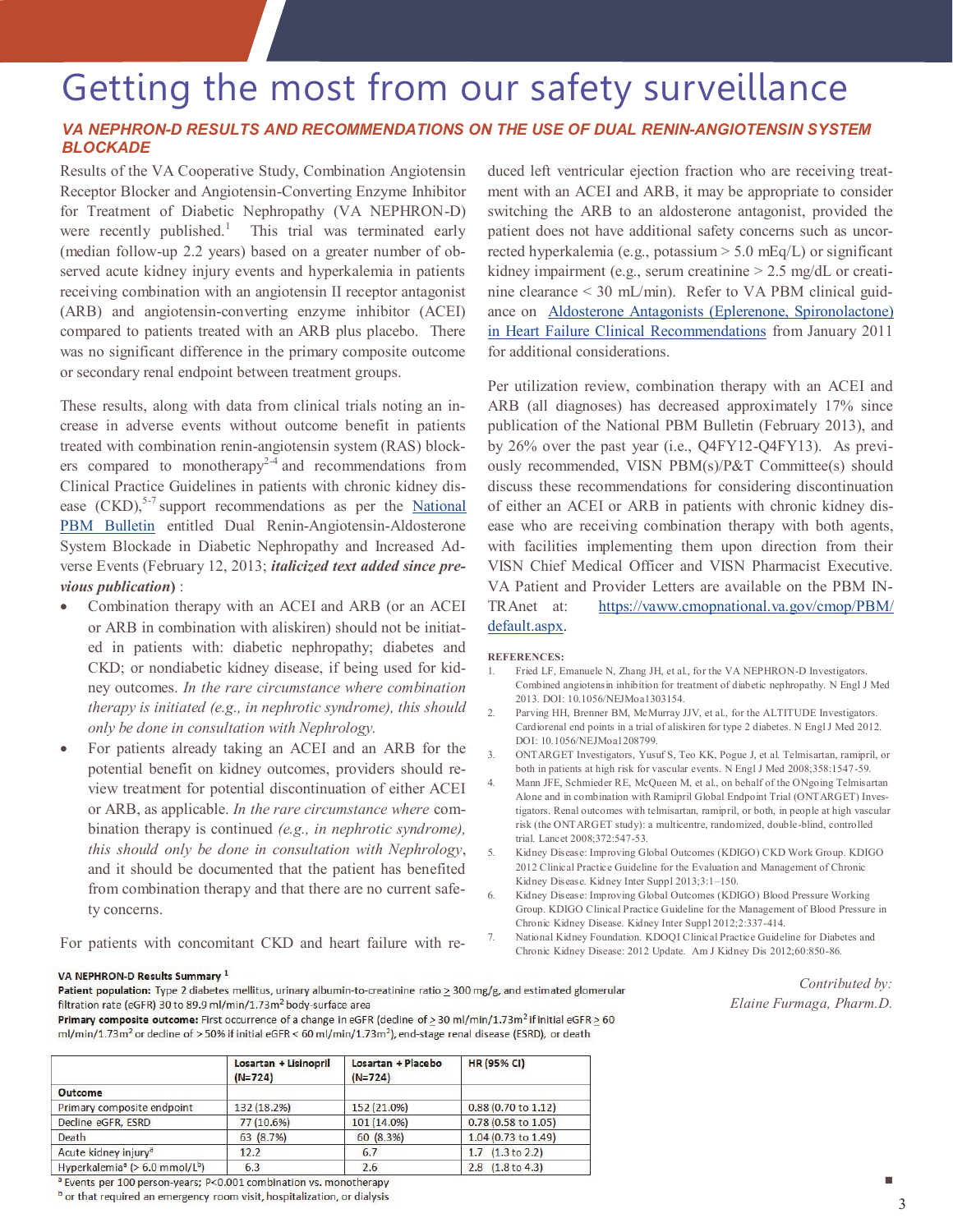# Getting the most from our safety surveillance

## VA NEPHRON-D RESULTS AND RECOMMENDATIONS ON THE USE OF DUAL RENIN-ANGIOTENSIN SYSTEM BLOCKADE

Results of the VA Cooperative Study, Combination Angiotensin Receptor Blocker and Angiotensin-Converting Enzyme Inhibitor for Treatment of Diabetic Nephropathy (VA NEPHRON-D) were recently published.[1] This trial was terminated early (median follow-up 2.2 years) based on a greater number of observed acute kidney injury events and hyperkalemia in patients receiving combination with an angiotensin II receptor antagonist (ARB) and angiotensin-converting enzyme inhibitor (ACEI) compared to patients treated with an ARB plus placebo. There was no significant difference in the primary composite outcome or secondary renal endpoint between treatment groups.

These results, along with data from clinical trials noting an increase in adverse events without outcome benefit in patients treated with combination renin-angiotensin system (RAS) blockers compared to monotherapy[2-4] and recommendations from Clinical Practice Guidelines in patients with chronic kidney disease (CKD),[5-7] support recommendations as per the National PBM Bulletin entitled Dual Renin-Angiotensin-Aldosterone System Blockade in Diabetic Nephropathy and Increased Adverse Events (February 12, 2013; ***italicized text added since previous publication***) :

- Combination therapy with an ACEI and ARB (or an ACEI or ARB in combination with aliskiren) should not be initiated in patients with: diabetic nephropathy; diabetes and CKD; or nondiabetic kidney disease, if being used for kidney outcomes. *In the rare circumstance where combination therapy is initiated (e.g., in nephrotic syndrome), this should only be done in consultation with Nephrology.*
- For patients already taking an ACEI and an ARB for the potential benefit on kidney outcomes, providers should review treatment for potential discontinuation of either ACEI or ARB, as applicable. *In the rare circumstance where* combination therapy is continued *(e.g., in nephrotic syndrome), this should only be done in consultation with Nephrology*, and it should be documented that the patient has benefited from combination therapy and that there are no current safety concerns.

For patients with concomitant CKD and heart failure with reduced left ventricular ejection fraction who are receiving treatment with an ACEI and ARB, it may be appropriate to consider switching the ARB to an aldosterone antagonist, provided the patient does not have additional safety concerns such as uncorrected hyperkalemia (e.g., potassium > 5.0 mEq/L) or significant kidney impairment (e.g., serum creatinine > 2.5 mg/dL or creatinine clearance < 30 mL/min). Refer to VA PBM clinical guidance on Aldosterone Antagonists (Eplerenone, Spironolactone) in Heart Failure Clinical Recommendations from January 2011 for additional considerations.

Per utilization review, combination therapy with an ACEI and ARB (all diagnoses) has decreased approximately 17% since publication of the National PBM Bulletin (February 2013), and by 26% over the past year (i.e., Q4FY12-Q4FY13). As previously recommended, VISN PBM(s)/P&T Committee(s) should discuss these recommendations for considering discontinuation of either an ACEI or ARB in patients with chronic kidney disease who are receiving combination therapy with both agents, with facilities implementing them upon direction from their VISN Chief Medical Officer and VISN Pharmacist Executive. VA Patient and Provider Letters are available on the PBM INTRAnet at: https://vaww.cmopnational.va.gov/cmop/PBM/default.aspx.

**REFERENCES:**

1. Fried LF, Emanuele N, Zhang JH, et al., for the VA NEPHRON-D Investigators. Combined angiotensin inhibition for treatment of diabetic nephropathy. N Engl J Med 2013. DOI: 10.1056/NEJMoa1303154.
2. Parving HH, Brenner BM, McMurray JJV, et al., for the ALTITUDE Investigators. Cardiorenal end points in a trial of aliskiren for type 2 diabetes. N Engl J Med 2012. DOI: 10.1056/NEJMoa1208799.
3. ONTARGET Investigators, Yusuf S, Teo KK, Pogue J, et al. Telmisartan, ramipril, or both in patients at high risk for vascular events. N Engl J Med 2008;358:1547-59.
4. Mann JFE, Schmieder RE, McQueen M, et al., on behalf of the ONgoing Telmisartan Alone and in combination with Ramipril Global Endpoint Trial (ONTARGET) Investigators. Renal outcomes with telmisartan, ramipril, or both, in people at high vascular risk (the ONTARGET study): a multicentre, randomized, double-blind, controlled trial. Lancet 2008;372:547-53.
5. Kidney Disease: Improving Global Outcomes (KDIGO) CKD Work Group. KDIGO 2012 Clinical Practice Guideline for the Evaluation and Management of Chronic Kidney Disease. Kidney Inter Suppl 2013;3:1–150.
6. Kidney Disease: Improving Global Outcomes (KDIGO) Blood Pressure Working Group. KDIGO Clinical Practice Guideline for the Management of Blood Pressure in Chronic Kidney Disease. Kidney Inter Suppl 2012;2:337-414.
7. National Kidney Foundation. KDOQI Clinical Practice Guideline for Diabetes and Chronic Kidney Disease: 2012 Update. Am J Kidney Dis 2012;60:850-86.

**VA NEPHRON-D Results Summary [1]**

**Patient population:** Type 2 diabetes mellitus, urinary albumin-to-creatinine ratio ≥ 300 mg/g, and estimated glomerular filtration rate (eGFR) 30 to 89.9 ml/min/1.73m² body-surface area

**Primary composite outcome:** First occurrence of a change in eGFR (decline of ≥ 30 ml/min/1.73m² if initial eGFR ≥ 60 ml/min/1.73m² or decline of > 50% if initial eGFR < 60 ml/min/1.73m²), end-stage renal disease (ESRD), or death

| | Losartan + Lisinopril (N=724) | Losartan + Placebo (N=724) | HR (95% CI) |
|---|---|---|---|
| **Outcome** | | | |
| Primary composite endpoint | 132 (18.2%) | 152 (21.0%) | 0.88 (0.70 to 1.12) |
| Decline eGFR, ESRD | 77 (10.6%) | 101 (14.0%) | 0.78 (0.58 to 1.05) |
| Death | 63 (8.7%) | 60 (8.3%) | 1.04 (0.73 to 1.49) |
| Acute kidney injury[a] | 12.2 | 6.7 | 1.7 (1.3 to 2.2) |
| Hyperkalemia[a] (> 6.0 mmol/L[b]) | 6.3 | 2.6 | 2.8 (1.8 to 4.3) |

[a] Events per 100 person-years; P<0.001 combination vs. monotherapy
[b] or that required an emergency room visit, hospitalization, or dialysis

*Contributed by:*
*Elaine Furmaga, Pharm.D.*